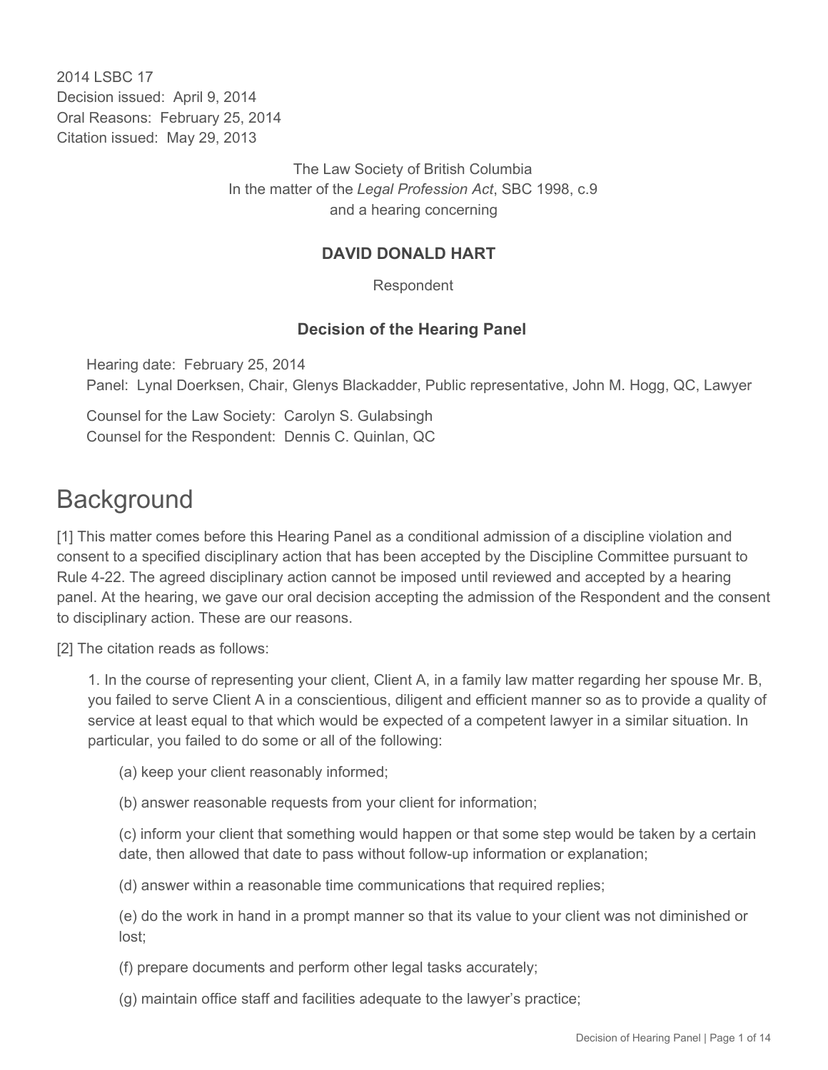2014 LSBC 17
Decision issued: April 9, 2014
Oral Reasons: February 25, 2014
Citation issued: May 29, 2013

The Law Society of British Columbia
In the matter of the *Legal Profession Act*, SBC 1998, c.9
and a hearing concerning

**DAVID DONALD HART**

Respondent

**Decision of the Hearing Panel**

Hearing date: February 25, 2014
Panel: Lynal Doerksen, Chair, Glenys Blackadder, Public representative, John M. Hogg, QC, Lawyer

Counsel for the Law Society: Carolyn S. Gulabsingh
Counsel for the Respondent: Dennis C. Quinlan, QC

# Background

[1] This matter comes before this Hearing Panel as a conditional admission of a discipline violation and consent to a specified disciplinary action that has been accepted by the Discipline Committee pursuant to Rule 4-22. The agreed disciplinary action cannot be imposed until reviewed and accepted by a hearing panel. At the hearing, we gave our oral decision accepting the admission of the Respondent and the consent to disciplinary action. These are our reasons.

[2] The citation reads as follows:

> 1. In the course of representing your client, Client A, in a family law matter regarding her spouse Mr. B, you failed to serve Client A in a conscientious, diligent and efficient manner so as to provide a quality of service at least equal to that which would be expected of a competent lawyer in a similar situation. In particular, you failed to do some or all of the following:
>
> (a) keep your client reasonably informed;
>
> (b) answer reasonable requests from your client for information;
>
> (c) inform your client that something would happen or that some step would be taken by a certain date, then allowed that date to pass without follow-up information or explanation;
>
> (d) answer within a reasonable time communications that required replies;
>
> (e) do the work in hand in a prompt manner so that its value to your client was not diminished or lost;
>
> (f) prepare documents and perform other legal tasks accurately;
>
> (g) maintain office staff and facilities adequate to the lawyer's practice;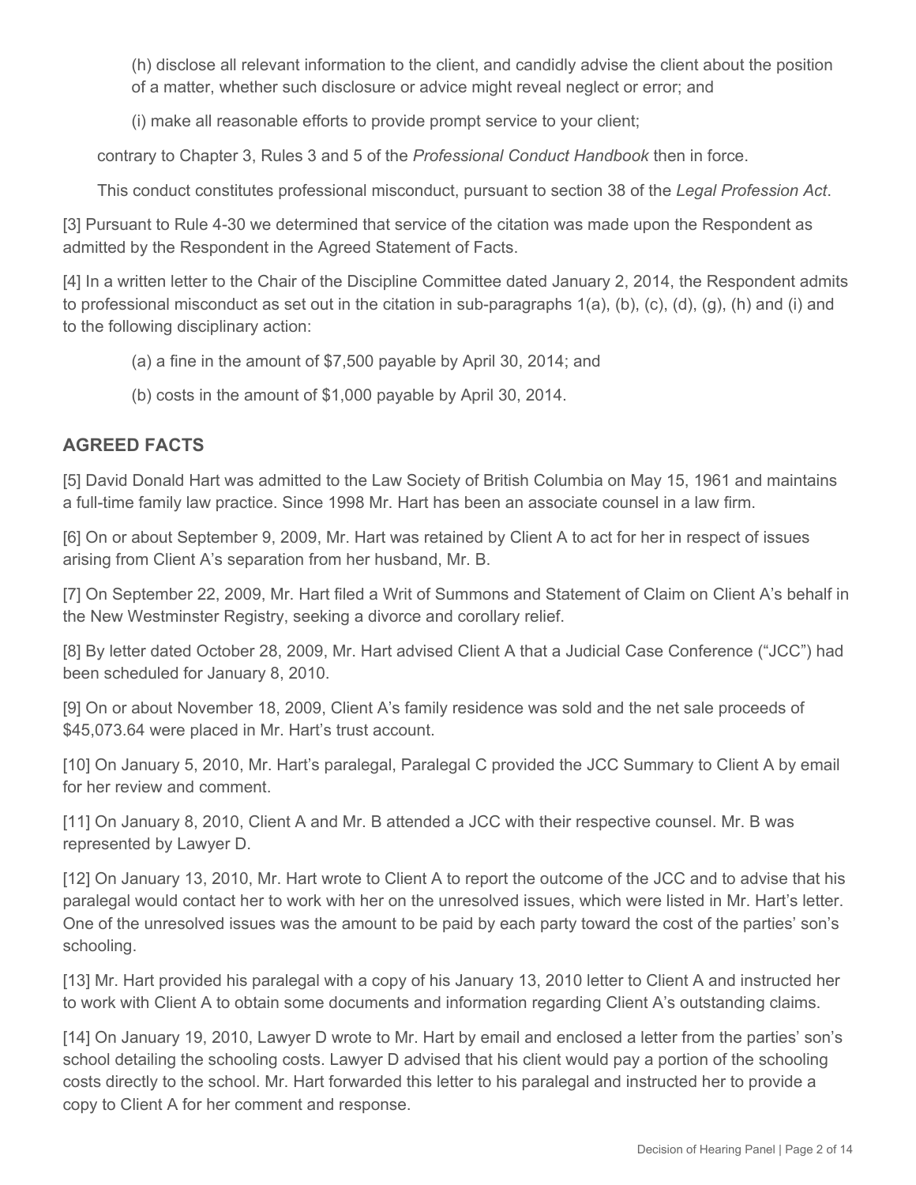(h) disclose all relevant information to the client, and candidly advise the client about the position of a matter, whether such disclosure or advice might reveal neglect or error; and

(i) make all reasonable efforts to provide prompt service to your client;

contrary to Chapter 3, Rules 3 and 5 of the *Professional Conduct Handbook* then in force.

This conduct constitutes professional misconduct, pursuant to section 38 of the *Legal Profession Act*.

[3] Pursuant to Rule 4-30 we determined that service of the citation was made upon the Respondent as admitted by the Respondent in the Agreed Statement of Facts.

[4] In a written letter to the Chair of the Discipline Committee dated January 2, 2014, the Respondent admits to professional misconduct as set out in the citation in sub-paragraphs 1(a), (b), (c), (d), (g), (h) and (i) and to the following disciplinary action:

(a) a fine in the amount of $7,500 payable by April 30, 2014; and

(b) costs in the amount of $1,000 payable by April 30, 2014.

## AGREED FACTS

[5] David Donald Hart was admitted to the Law Society of British Columbia on May 15, 1961 and maintains a full-time family law practice. Since 1998 Mr. Hart has been an associate counsel in a law firm.

[6] On or about September 9, 2009, Mr. Hart was retained by Client A to act for her in respect of issues arising from Client A's separation from her husband, Mr. B.

[7] On September 22, 2009, Mr. Hart filed a Writ of Summons and Statement of Claim on Client A's behalf in the New Westminster Registry, seeking a divorce and corollary relief.

[8] By letter dated October 28, 2009, Mr. Hart advised Client A that a Judicial Case Conference ("JCC") had been scheduled for January 8, 2010.

[9] On or about November 18, 2009, Client A's family residence was sold and the net sale proceeds of $45,073.64 were placed in Mr. Hart's trust account.

[10] On January 5, 2010, Mr. Hart's paralegal, Paralegal C provided the JCC Summary to Client A by email for her review and comment.

[11] On January 8, 2010, Client A and Mr. B attended a JCC with their respective counsel. Mr. B was represented by Lawyer D.

[12] On January 13, 2010, Mr. Hart wrote to Client A to report the outcome of the JCC and to advise that his paralegal would contact her to work with her on the unresolved issues, which were listed in Mr. Hart's letter. One of the unresolved issues was the amount to be paid by each party toward the cost of the parties' son's schooling.

[13] Mr. Hart provided his paralegal with a copy of his January 13, 2010 letter to Client A and instructed her to work with Client A to obtain some documents and information regarding Client A's outstanding claims.

[14] On January 19, 2010, Lawyer D wrote to Mr. Hart by email and enclosed a letter from the parties' son's school detailing the schooling costs. Lawyer D advised that his client would pay a portion of the schooling costs directly to the school. Mr. Hart forwarded this letter to his paralegal and instructed her to provide a copy to Client A for her comment and response.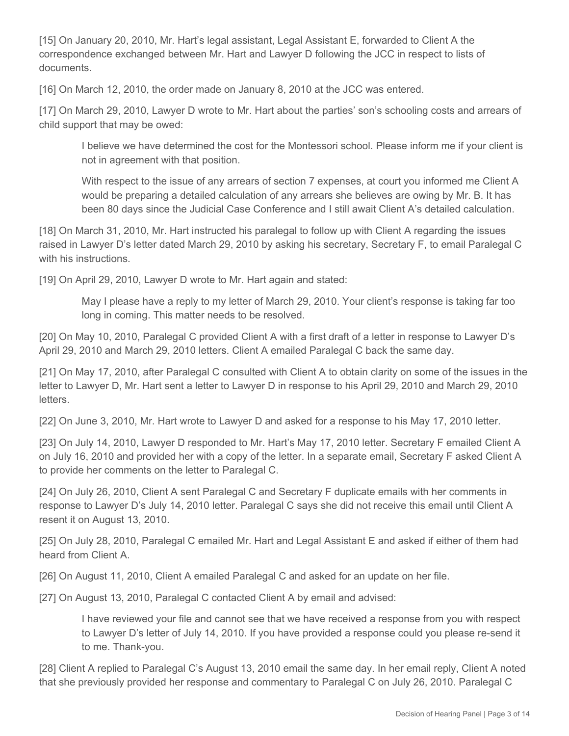[15] On January 20, 2010, Mr. Hart's legal assistant, Legal Assistant E, forwarded to Client A the correspondence exchanged between Mr. Hart and Lawyer D following the JCC in respect to lists of documents.

[16] On March 12, 2010, the order made on January 8, 2010 at the JCC was entered.

[17] On March 29, 2010, Lawyer D wrote to Mr. Hart about the parties' son's schooling costs and arrears of child support that may be owed:

> I believe we have determined the cost for the Montessori school. Please inform me if your client is not in agreement with that position.
>
> With respect to the issue of any arrears of section 7 expenses, at court you informed me Client A would be preparing a detailed calculation of any arrears she believes are owing by Mr. B. It has been 80 days since the Judicial Case Conference and I still await Client A's detailed calculation.

[18] On March 31, 2010, Mr. Hart instructed his paralegal to follow up with Client A regarding the issues raised in Lawyer D's letter dated March 29, 2010 by asking his secretary, Secretary F, to email Paralegal C with his instructions.

[19] On April 29, 2010, Lawyer D wrote to Mr. Hart again and stated:

> May I please have a reply to my letter of March 29, 2010. Your client's response is taking far too long in coming. This matter needs to be resolved.

[20] On May 10, 2010, Paralegal C provided Client A with a first draft of a letter in response to Lawyer D's April 29, 2010 and March 29, 2010 letters. Client A emailed Paralegal C back the same day.

[21] On May 17, 2010, after Paralegal C consulted with Client A to obtain clarity on some of the issues in the letter to Lawyer D, Mr. Hart sent a letter to Lawyer D in response to his April 29, 2010 and March 29, 2010 letters.

[22] On June 3, 2010, Mr. Hart wrote to Lawyer D and asked for a response to his May 17, 2010 letter.

[23] On July 14, 2010, Lawyer D responded to Mr. Hart's May 17, 2010 letter. Secretary F emailed Client A on July 16, 2010 and provided her with a copy of the letter. In a separate email, Secretary F asked Client A to provide her comments on the letter to Paralegal C.

[24] On July 26, 2010, Client A sent Paralegal C and Secretary F duplicate emails with her comments in response to Lawyer D's July 14, 2010 letter. Paralegal C says she did not receive this email until Client A resent it on August 13, 2010.

[25] On July 28, 2010, Paralegal C emailed Mr. Hart and Legal Assistant E and asked if either of them had heard from Client A.

[26] On August 11, 2010, Client A emailed Paralegal C and asked for an update on her file.

[27] On August 13, 2010, Paralegal C contacted Client A by email and advised:

> I have reviewed your file and cannot see that we have received a response from you with respect to Lawyer D's letter of July 14, 2010. If you have provided a response could you please re-send it to me. Thank-you.

[28] Client A replied to Paralegal C's August 13, 2010 email the same day. In her email reply, Client A noted that she previously provided her response and commentary to Paralegal C on July 26, 2010. Paralegal C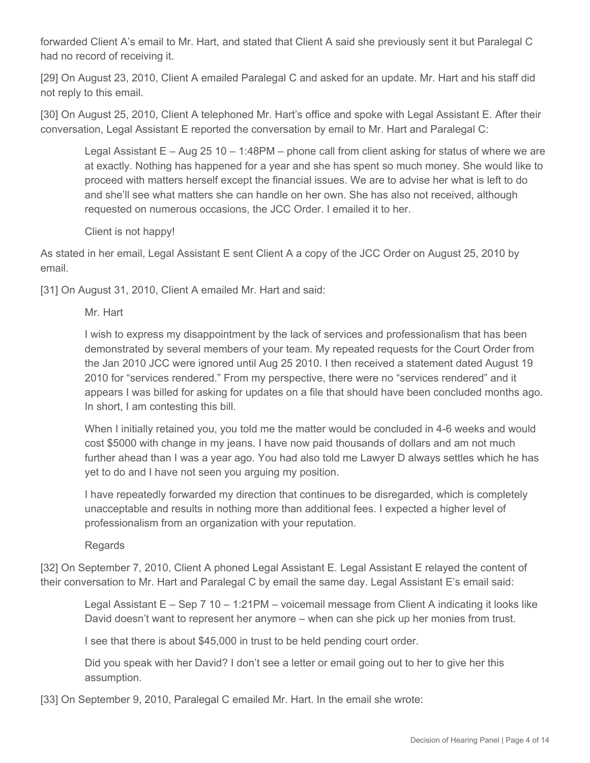forwarded Client A's email to Mr. Hart, and stated that Client A said she previously sent it but Paralegal C had no record of receiving it.

[29] On August 23, 2010, Client A emailed Paralegal C and asked for an update. Mr. Hart and his staff did not reply to this email.

[30] On August 25, 2010, Client A telephoned Mr. Hart's office and spoke with Legal Assistant E. After their conversation, Legal Assistant E reported the conversation by email to Mr. Hart and Paralegal C:

> Legal Assistant E – Aug 25 10 – 1:48PM – phone call from client asking for status of where we are at exactly. Nothing has happened for a year and she has spent so much money. She would like to proceed with matters herself except the financial issues. We are to advise her what is left to do and she'll see what matters she can handle on her own. She has also not received, although requested on numerous occasions, the JCC Order. I emailed it to her.
>
> Client is not happy!

As stated in her email, Legal Assistant E sent Client A a copy of the JCC Order on August 25, 2010 by email.

[31] On August 31, 2010, Client A emailed Mr. Hart and said:

> Mr. Hart
>
> I wish to express my disappointment by the lack of services and professionalism that has been demonstrated by several members of your team. My repeated requests for the Court Order from the Jan 2010 JCC were ignored until Aug 25 2010. I then received a statement dated August 19 2010 for "services rendered." From my perspective, there were no "services rendered" and it appears I was billed for asking for updates on a file that should have been concluded months ago. In short, I am contesting this bill.
>
> When I initially retained you, you told me the matter would be concluded in 4-6 weeks and would cost $5000 with change in my jeans. I have now paid thousands of dollars and am not much further ahead than I was a year ago. You had also told me Lawyer D always settles which he has yet to do and I have not seen you arguing my position.
>
> I have repeatedly forwarded my direction that continues to be disregarded, which is completely unacceptable and results in nothing more than additional fees. I expected a higher level of professionalism from an organization with your reputation.
>
> Regards

[32] On September 7, 2010, Client A phoned Legal Assistant E. Legal Assistant E relayed the content of their conversation to Mr. Hart and Paralegal C by email the same day. Legal Assistant E's email said:

> Legal Assistant E – Sep 7 10 – 1:21PM – voicemail message from Client A indicating it looks like David doesn't want to represent her anymore – when can she pick up her monies from trust.
>
> I see that there is about $45,000 in trust to be held pending court order.
>
> Did you speak with her David? I don't see a letter or email going out to her to give her this assumption.

[33] On September 9, 2010, Paralegal C emailed Mr. Hart. In the email she wrote: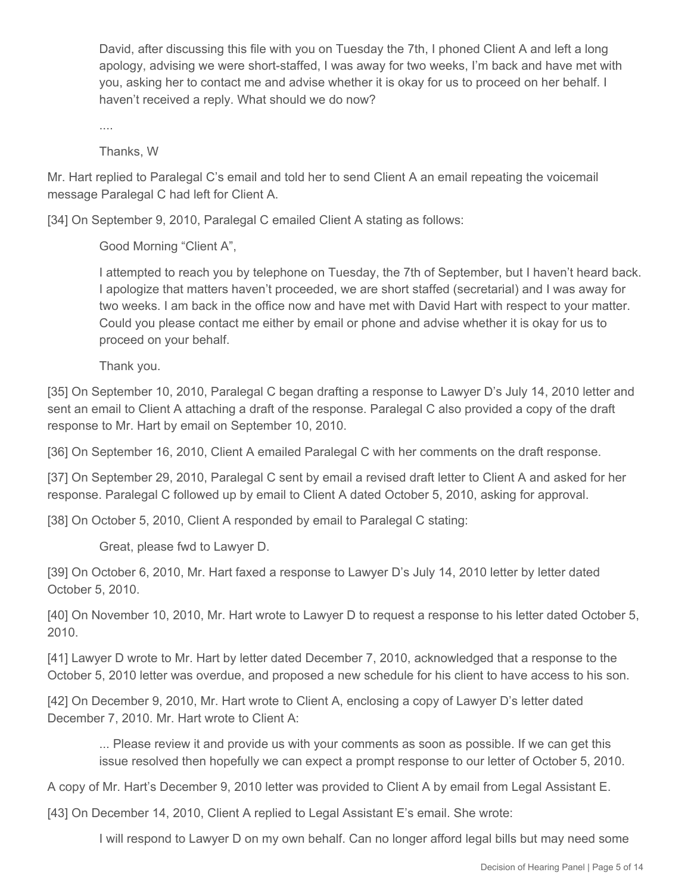> David, after discussing this file with you on Tuesday the 7th, I phoned Client A and left a long apology, advising we were short-staffed, I was away for two weeks, I'm back and have met with you, asking her to contact me and advise whether it is okay for us to proceed on her behalf. I haven't received a reply. What should we do now?
>
> ....
>
> Thanks, W

Mr. Hart replied to Paralegal C's email and told her to send Client A an email repeating the voicemail message Paralegal C had left for Client A.

[34] On September 9, 2010, Paralegal C emailed Client A stating as follows:

> Good Morning "Client A",
>
> I attempted to reach you by telephone on Tuesday, the 7th of September, but I haven't heard back. I apologize that matters haven't proceeded, we are short staffed (secretarial) and I was away for two weeks. I am back in the office now and have met with David Hart with respect to your matter. Could you please contact me either by email or phone and advise whether it is okay for us to proceed on your behalf.
>
> Thank you.

[35] On September 10, 2010, Paralegal C began drafting a response to Lawyer D's July 14, 2010 letter and sent an email to Client A attaching a draft of the response. Paralegal C also provided a copy of the draft response to Mr. Hart by email on September 10, 2010.

[36] On September 16, 2010, Client A emailed Paralegal C with her comments on the draft response.

[37] On September 29, 2010, Paralegal C sent by email a revised draft letter to Client A and asked for her response. Paralegal C followed up by email to Client A dated October 5, 2010, asking for approval.

[38] On October 5, 2010, Client A responded by email to Paralegal C stating:

> Great, please fwd to Lawyer D.

[39] On October 6, 2010, Mr. Hart faxed a response to Lawyer D's July 14, 2010 letter by letter dated October 5, 2010.

[40] On November 10, 2010, Mr. Hart wrote to Lawyer D to request a response to his letter dated October 5, 2010.

[41] Lawyer D wrote to Mr. Hart by letter dated December 7, 2010, acknowledged that a response to the October 5, 2010 letter was overdue, and proposed a new schedule for his client to have access to his son.

[42] On December 9, 2010, Mr. Hart wrote to Client A, enclosing a copy of Lawyer D's letter dated December 7, 2010. Mr. Hart wrote to Client A:

> ... Please review it and provide us with your comments as soon as possible. If we can get this issue resolved then hopefully we can expect a prompt response to our letter of October 5, 2010.

A copy of Mr. Hart's December 9, 2010 letter was provided to Client A by email from Legal Assistant E.

[43] On December 14, 2010, Client A replied to Legal Assistant E's email. She wrote:

> I will respond to Lawyer D on my own behalf. Can no longer afford legal bills but may need some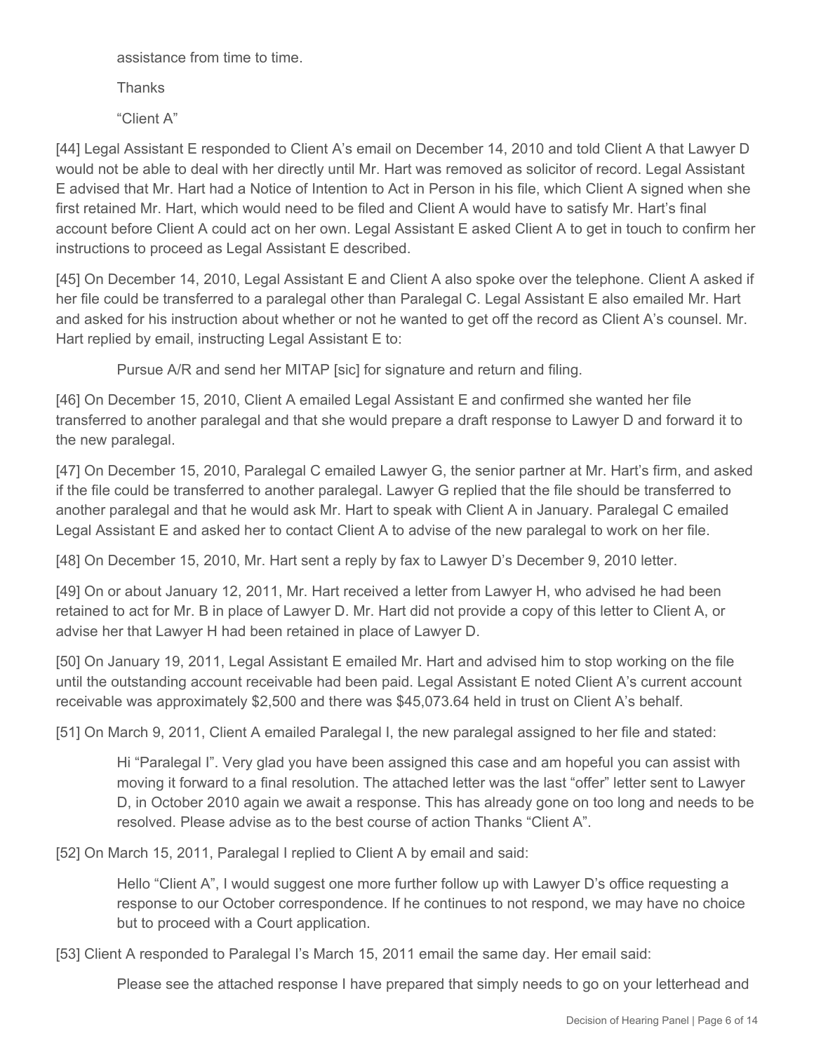> assistance from time to time.
>
> Thanks
>
> "Client A"

[44] Legal Assistant E responded to Client A's email on December 14, 2010 and told Client A that Lawyer D would not be able to deal with her directly until Mr. Hart was removed as solicitor of record. Legal Assistant E advised that Mr. Hart had a Notice of Intention to Act in Person in his file, which Client A signed when she first retained Mr. Hart, which would need to be filed and Client A would have to satisfy Mr. Hart's final account before Client A could act on her own. Legal Assistant E asked Client A to get in touch to confirm her instructions to proceed as Legal Assistant E described.

[45] On December 14, 2010, Legal Assistant E and Client A also spoke over the telephone. Client A asked if her file could be transferred to a paralegal other than Paralegal C. Legal Assistant E also emailed Mr. Hart and asked for his instruction about whether or not he wanted to get off the record as Client A's counsel. Mr. Hart replied by email, instructing Legal Assistant E to:

> Pursue A/R and send her MITAP [sic] for signature and return and filing.

[46] On December 15, 2010, Client A emailed Legal Assistant E and confirmed she wanted her file transferred to another paralegal and that she would prepare a draft response to Lawyer D and forward it to the new paralegal.

[47] On December 15, 2010, Paralegal C emailed Lawyer G, the senior partner at Mr. Hart's firm, and asked if the file could be transferred to another paralegal. Lawyer G replied that the file should be transferred to another paralegal and that he would ask Mr. Hart to speak with Client A in January. Paralegal C emailed Legal Assistant E and asked her to contact Client A to advise of the new paralegal to work on her file.

[48] On December 15, 2010, Mr. Hart sent a reply by fax to Lawyer D's December 9, 2010 letter.

[49] On or about January 12, 2011, Mr. Hart received a letter from Lawyer H, who advised he had been retained to act for Mr. B in place of Lawyer D. Mr. Hart did not provide a copy of this letter to Client A, or advise her that Lawyer H had been retained in place of Lawyer D.

[50] On January 19, 2011, Legal Assistant E emailed Mr. Hart and advised him to stop working on the file until the outstanding account receivable had been paid. Legal Assistant E noted Client A's current account receivable was approximately $2,500 and there was $45,073.64 held in trust on Client A's behalf.

[51] On March 9, 2011, Client A emailed Paralegal I, the new paralegal assigned to her file and stated:

> Hi "Paralegal I". Very glad you have been assigned this case and am hopeful you can assist with moving it forward to a final resolution. The attached letter was the last "offer" letter sent to Lawyer D, in October 2010 again we await a response. This has already gone on too long and needs to be resolved. Please advise as to the best course of action Thanks "Client A".

[52] On March 15, 2011, Paralegal I replied to Client A by email and said:

> Hello "Client A", I would suggest one more further follow up with Lawyer D's office requesting a response to our October correspondence. If he continues to not respond, we may have no choice but to proceed with a Court application.

[53] Client A responded to Paralegal I's March 15, 2011 email the same day. Her email said:

> Please see the attached response I have prepared that simply needs to go on your letterhead and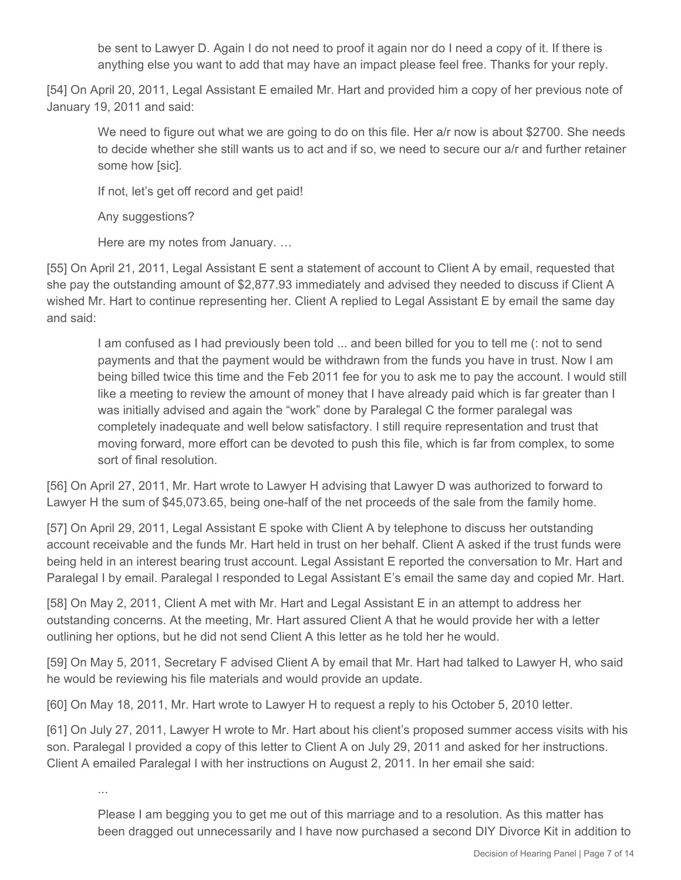> be sent to Lawyer D. Again I do not need to proof it again nor do I need a copy of it. If there is anything else you want to add that may have an impact please feel free. Thanks for your reply.

[54] On April 20, 2011, Legal Assistant E emailed Mr. Hart and provided him a copy of her previous note of January 19, 2011 and said:

> We need to figure out what we are going to do on this file. Her a/r now is about $2700. She needs to decide whether she still wants us to act and if so, we need to secure our a/r and further retainer some how [sic].
>
> If not, let's get off record and get paid!
>
> Any suggestions?
>
> Here are my notes from January. …

[55] On April 21, 2011, Legal Assistant E sent a statement of account to Client A by email, requested that she pay the outstanding amount of $2,877.93 immediately and advised they needed to discuss if Client A wished Mr. Hart to continue representing her. Client A replied to Legal Assistant E by email the same day and said:

> I am confused as I had previously been told ... and been billed for you to tell me (: not to send payments and that the payment would be withdrawn from the funds you have in trust. Now I am being billed twice this time and the Feb 2011 fee for you to ask me to pay the account. I would still like a meeting to review the amount of money that I have already paid which is far greater than I was initially advised and again the "work" done by Paralegal C the former paralegal was completely inadequate and well below satisfactory. I still require representation and trust that moving forward, more effort can be devoted to push this file, which is far from complex, to some sort of final resolution.

[56] On April 27, 2011, Mr. Hart wrote to Lawyer H advising that Lawyer D was authorized to forward to Lawyer H the sum of $45,073.65, being one-half of the net proceeds of the sale from the family home.

[57] On April 29, 2011, Legal Assistant E spoke with Client A by telephone to discuss her outstanding account receivable and the funds Mr. Hart held in trust on her behalf. Client A asked if the trust funds were being held in an interest bearing trust account. Legal Assistant E reported the conversation to Mr. Hart and Paralegal I by email. Paralegal I responded to Legal Assistant E's email the same day and copied Mr. Hart.

[58] On May 2, 2011, Client A met with Mr. Hart and Legal Assistant E in an attempt to address her outstanding concerns. At the meeting, Mr. Hart assured Client A that he would provide her with a letter outlining her options, but he did not send Client A this letter as he told her he would.

[59] On May 5, 2011, Secretary F advised Client A by email that Mr. Hart had talked to Lawyer H, who said he would be reviewing his file materials and would provide an update.

[60] On May 18, 2011, Mr. Hart wrote to Lawyer H to request a reply to his October 5, 2010 letter.

[61] On July 27, 2011, Lawyer H wrote to Mr. Hart about his client's proposed summer access visits with his son. Paralegal I provided a copy of this letter to Client A on July 29, 2011 and asked for her instructions. Client A emailed Paralegal I with her instructions on August 2, 2011. In her email she said:

> ...
>
> Please I am begging you to get me out of this marriage and to a resolution. As this matter has been dragged out unnecessarily and I have now purchased a second DIY Divorce Kit in addition to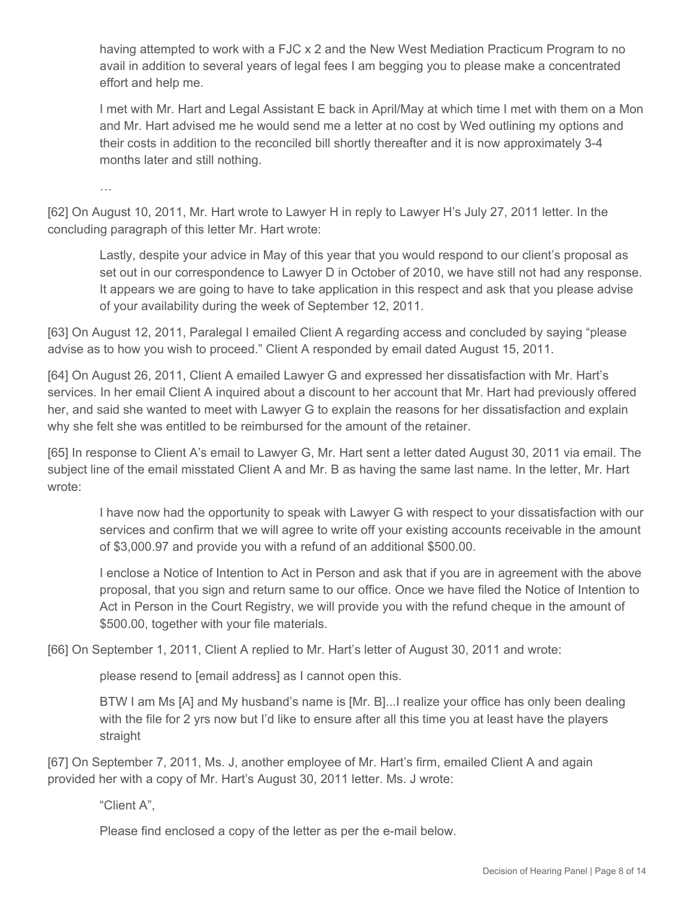having attempted to work with a FJC x 2 and the New West Mediation Practicum Program to no avail in addition to several years of legal fees I am begging you to please make a concentrated effort and help me.

> I met with Mr. Hart and Legal Assistant E back in April/May at which time I met with them on a Mon and Mr. Hart advised me he would send me a letter at no cost by Wed outlining my options and their costs in addition to the reconciled bill shortly thereafter and it is now approximately 3-4 months later and still nothing.
>
> …

[62] On August 10, 2011, Mr. Hart wrote to Lawyer H in reply to Lawyer H's July 27, 2011 letter. In the concluding paragraph of this letter Mr. Hart wrote:

> Lastly, despite your advice in May of this year that you would respond to our client's proposal as set out in our correspondence to Lawyer D in October of 2010, we have still not had any response. It appears we are going to have to take application in this respect and ask that you please advise of your availability during the week of September 12, 2011.

[63] On August 12, 2011, Paralegal I emailed Client A regarding access and concluded by saying "please advise as to how you wish to proceed." Client A responded by email dated August 15, 2011.

[64] On August 26, 2011, Client A emailed Lawyer G and expressed her dissatisfaction with Mr. Hart's services. In her email Client A inquired about a discount to her account that Mr. Hart had previously offered her, and said she wanted to meet with Lawyer G to explain the reasons for her dissatisfaction and explain why she felt she was entitled to be reimbursed for the amount of the retainer.

[65] In response to Client A's email to Lawyer G, Mr. Hart sent a letter dated August 30, 2011 via email. The subject line of the email misstated Client A and Mr. B as having the same last name. In the letter, Mr. Hart wrote:

> I have now had the opportunity to speak with Lawyer G with respect to your dissatisfaction with our services and confirm that we will agree to write off your existing accounts receivable in the amount of $3,000.97 and provide you with a refund of an additional $500.00.
>
> I enclose a Notice of Intention to Act in Person and ask that if you are in agreement with the above proposal, that you sign and return same to our office. Once we have filed the Notice of Intention to Act in Person in the Court Registry, we will provide you with the refund cheque in the amount of $500.00, together with your file materials.

[66] On September 1, 2011, Client A replied to Mr. Hart's letter of August 30, 2011 and wrote:

> please resend to [email address] as I cannot open this.
>
> BTW I am Ms [A] and My husband's name is [Mr. B]...I realize your office has only been dealing with the file for 2 yrs now but I'd like to ensure after all this time you at least have the players straight

[67] On September 7, 2011, Ms. J, another employee of Mr. Hart's firm, emailed Client A and again provided her with a copy of Mr. Hart's August 30, 2011 letter. Ms. J wrote:

> "Client A",
>
> Please find enclosed a copy of the letter as per the e-mail below.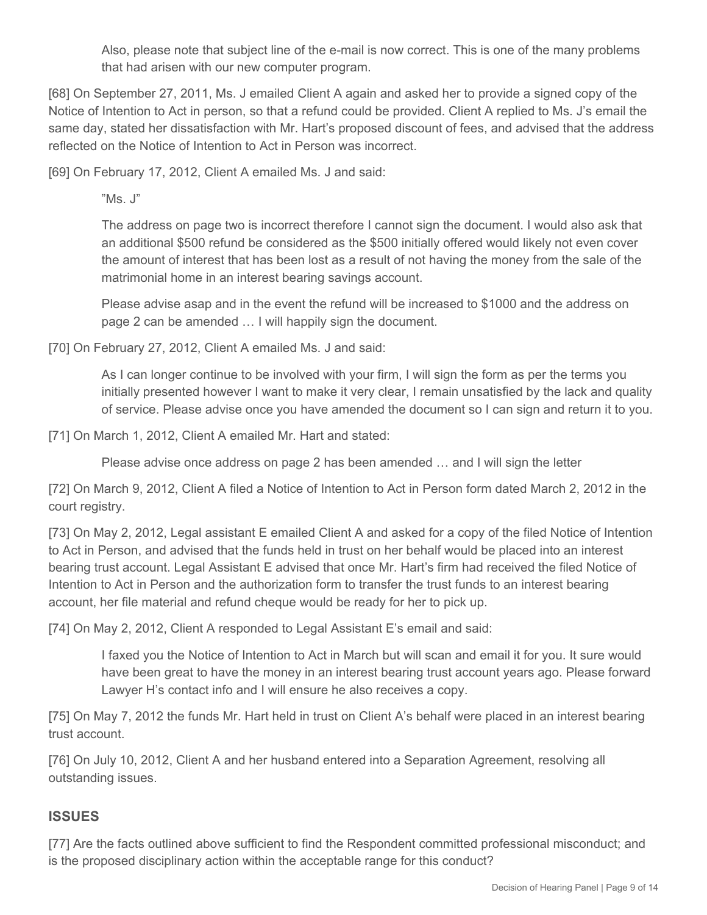> Also, please note that subject line of the e-mail is now correct. This is one of the many problems that had arisen with our new computer program.

[68] On September 27, 2011, Ms. J emailed Client A again and asked her to provide a signed copy of the Notice of Intention to Act in person, so that a refund could be provided. Client A replied to Ms. J's email the same day, stated her dissatisfaction with Mr. Hart's proposed discount of fees, and advised that the address reflected on the Notice of Intention to Act in Person was incorrect.

[69] On February 17, 2012, Client A emailed Ms. J and said:

> "Ms. J"
>
> The address on page two is incorrect therefore I cannot sign the document. I would also ask that an additional $500 refund be considered as the $500 initially offered would likely not even cover the amount of interest that has been lost as a result of not having the money from the sale of the matrimonial home in an interest bearing savings account.
>
> Please advise asap and in the event the refund will be increased to $1000 and the address on page 2 can be amended … I will happily sign the document.

[70] On February 27, 2012, Client A emailed Ms. J and said:

> As I can longer continue to be involved with your firm, I will sign the form as per the terms you initially presented however I want to make it very clear, I remain unsatisfied by the lack and quality of service. Please advise once you have amended the document so I can sign and return it to you.

[71] On March 1, 2012, Client A emailed Mr. Hart and stated:

> Please advise once address on page 2 has been amended … and I will sign the letter

[72] On March 9, 2012, Client A filed a Notice of Intention to Act in Person form dated March 2, 2012 in the court registry.

[73] On May 2, 2012, Legal assistant E emailed Client A and asked for a copy of the filed Notice of Intention to Act in Person, and advised that the funds held in trust on her behalf would be placed into an interest bearing trust account. Legal Assistant E advised that once Mr. Hart's firm had received the filed Notice of Intention to Act in Person and the authorization form to transfer the trust funds to an interest bearing account, her file material and refund cheque would be ready for her to pick up.

[74] On May 2, 2012, Client A responded to Legal Assistant E's email and said:

> I faxed you the Notice of Intention to Act in March but will scan and email it for you. It sure would have been great to have the money in an interest bearing trust account years ago. Please forward Lawyer H's contact info and I will ensure he also receives a copy.

[75] On May 7, 2012 the funds Mr. Hart held in trust on Client A's behalf were placed in an interest bearing trust account.

[76] On July 10, 2012, Client A and her husband entered into a Separation Agreement, resolving all outstanding issues.

## ISSUES

[77] Are the facts outlined above sufficient to find the Respondent committed professional misconduct; and is the proposed disciplinary action within the acceptable range for this conduct?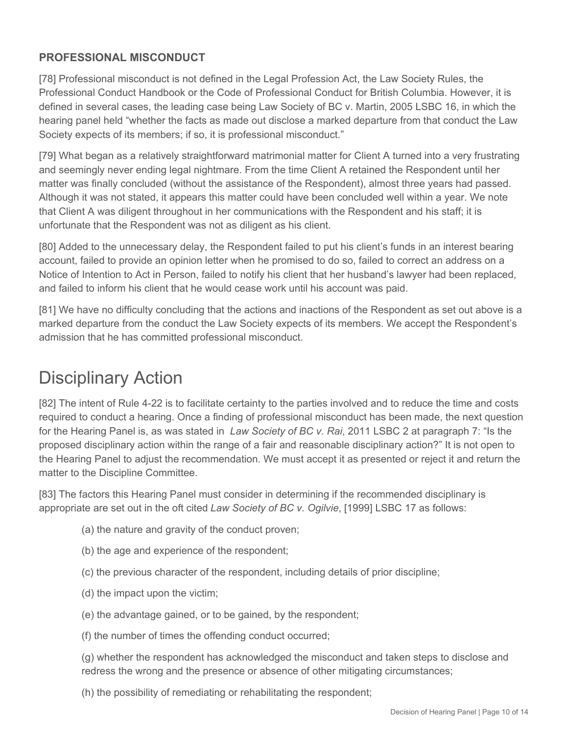### PROFESSIONAL MISCONDUCT

[78] Professional misconduct is not defined in the Legal Profession Act, the Law Society Rules, the Professional Conduct Handbook or the Code of Professional Conduct for British Columbia. However, it is defined in several cases, the leading case being Law Society of BC v. Martin, 2005 LSBC 16, in which the hearing panel held "whether the facts as made out disclose a marked departure from that conduct the Law Society expects of its members; if so, it is professional misconduct."

[79] What began as a relatively straightforward matrimonial matter for Client A turned into a very frustrating and seemingly never ending legal nightmare. From the time Client A retained the Respondent until her matter was finally concluded (without the assistance of the Respondent), almost three years had passed. Although it was not stated, it appears this matter could have been concluded well within a year. We note that Client A was diligent throughout in her communications with the Respondent and his staff; it is unfortunate that the Respondent was not as diligent as his client.

[80] Added to the unnecessary delay, the Respondent failed to put his client's funds in an interest bearing account, failed to provide an opinion letter when he promised to do so, failed to correct an address on a Notice of Intention to Act in Person, failed to notify his client that her husband's lawyer had been replaced, and failed to inform his client that he would cease work until his account was paid.

[81] We have no difficulty concluding that the actions and inactions of the Respondent as set out above is a marked departure from the conduct the Law Society expects of its members. We accept the Respondent's admission that he has committed professional misconduct.

# Disciplinary Action

[82] The intent of Rule 4-22 is to facilitate certainty to the parties involved and to reduce the time and costs required to conduct a hearing. Once a finding of professional misconduct has been made, the next question for the Hearing Panel is, as was stated in *Law Society of BC v. Rai*, 2011 LSBC 2 at paragraph 7: "Is the proposed disciplinary action within the range of a fair and reasonable disciplinary action?" It is not open to the Hearing Panel to adjust the recommendation. We must accept it as presented or reject it and return the matter to the Discipline Committee.

[83] The factors this Hearing Panel must consider in determining if the recommended disciplinary is appropriate are set out in the oft cited *Law Society of BC v. Ogilvie*, [1999] LSBC 17 as follows:

(a) the nature and gravity of the conduct proven;

(b) the age and experience of the respondent;

(c) the previous character of the respondent, including details of prior discipline;

(d) the impact upon the victim;

(e) the advantage gained, or to be gained, by the respondent;

(f) the number of times the offending conduct occurred;

(g) whether the respondent has acknowledged the misconduct and taken steps to disclose and redress the wrong and the presence or absence of other mitigating circumstances;

(h) the possibility of remediating or rehabilitating the respondent;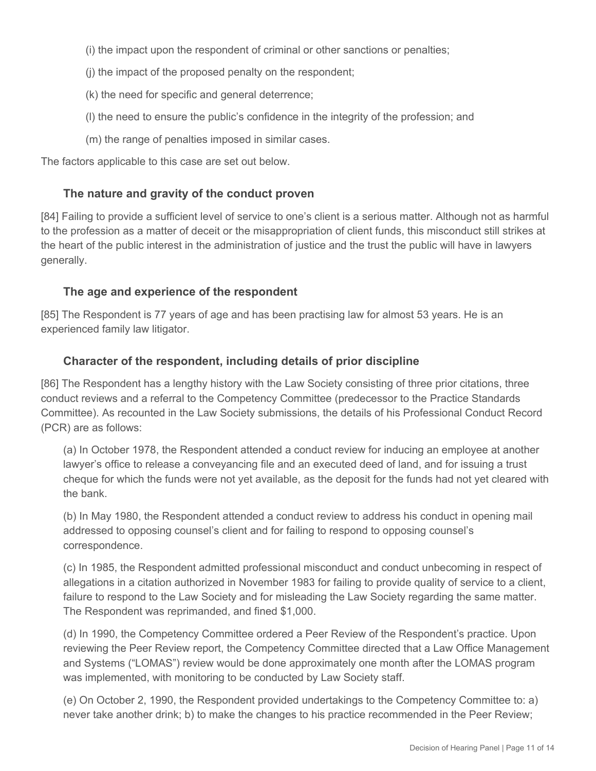(i) the impact upon the respondent of criminal or other sanctions or penalties;

(j) the impact of the proposed penalty on the respondent;

(k) the need for specific and general deterrence;

(l) the need to ensure the public's confidence in the integrity of the profession; and

(m) the range of penalties imposed in similar cases.

The factors applicable to this case are set out below.

### The nature and gravity of the conduct proven

[84] Failing to provide a sufficient level of service to one's client is a serious matter. Although not as harmful to the profession as a matter of deceit or the misappropriation of client funds, this misconduct still strikes at the heart of the public interest in the administration of justice and the trust the public will have in lawyers generally.

### The age and experience of the respondent

[85] The Respondent is 77 years of age and has been practising law for almost 53 years. He is an experienced family law litigator.

### Character of the respondent, including details of prior discipline

[86] The Respondent has a lengthy history with the Law Society consisting of three prior citations, three conduct reviews and a referral to the Competency Committee (predecessor to the Practice Standards Committee). As recounted in the Law Society submissions, the details of his Professional Conduct Record (PCR) are as follows:

(a) In October 1978, the Respondent attended a conduct review for inducing an employee at another lawyer's office to release a conveyancing file and an executed deed of land, and for issuing a trust cheque for which the funds were not yet available, as the deposit for the funds had not yet cleared with the bank.

(b) In May 1980, the Respondent attended a conduct review to address his conduct in opening mail addressed to opposing counsel's client and for failing to respond to opposing counsel's correspondence.

(c) In 1985, the Respondent admitted professional misconduct and conduct unbecoming in respect of allegations in a citation authorized in November 1983 for failing to provide quality of service to a client, failure to respond to the Law Society and for misleading the Law Society regarding the same matter. The Respondent was reprimanded, and fined $1,000.

(d) In 1990, the Competency Committee ordered a Peer Review of the Respondent's practice. Upon reviewing the Peer Review report, the Competency Committee directed that a Law Office Management and Systems ("LOMAS") review would be done approximately one month after the LOMAS program was implemented, with monitoring to be conducted by Law Society staff.

(e) On October 2, 1990, the Respondent provided undertakings to the Competency Committee to: a) never take another drink; b) to make the changes to his practice recommended in the Peer Review;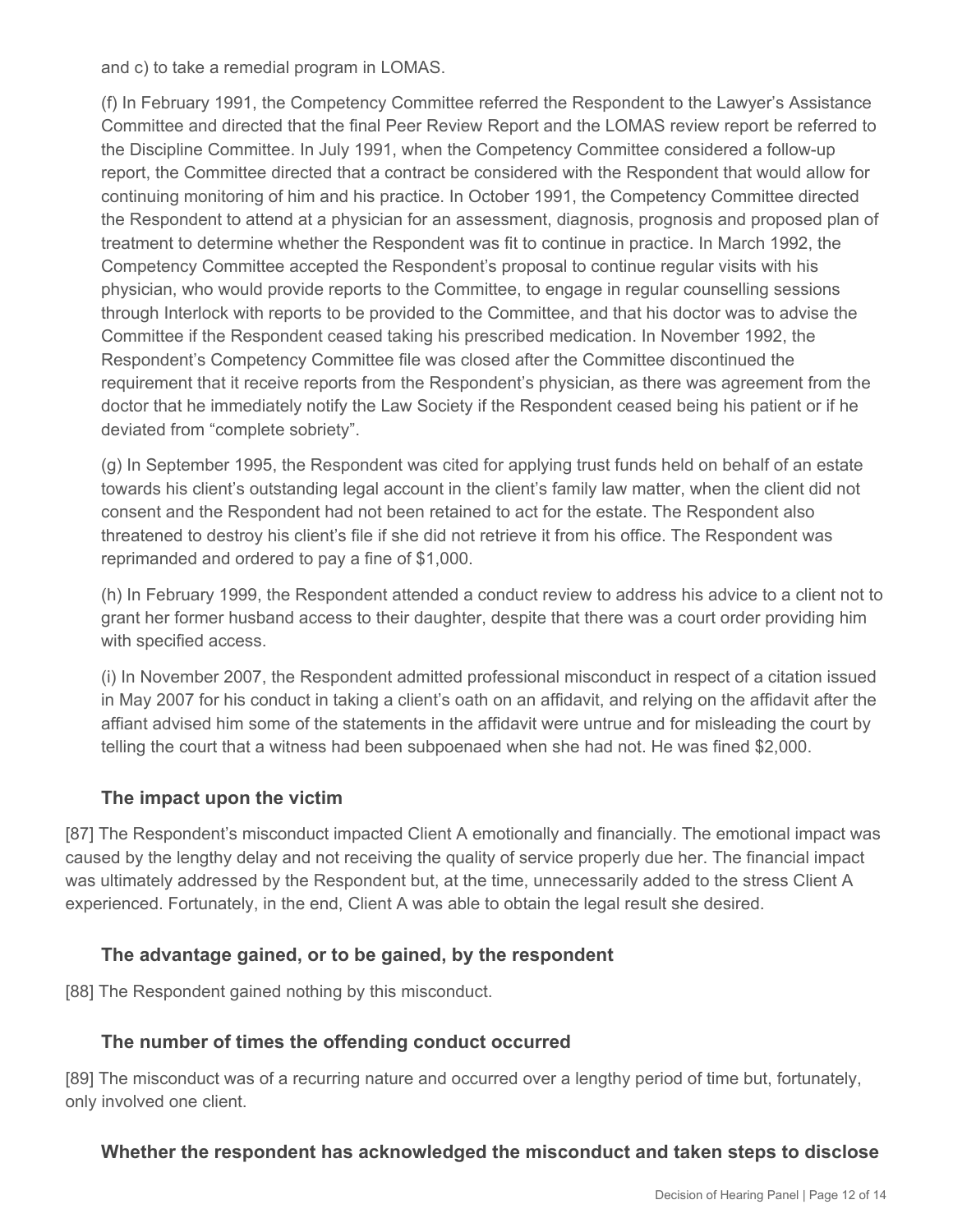and c) to take a remedial program in LOMAS.

(f) In February 1991, the Competency Committee referred the Respondent to the Lawyer's Assistance Committee and directed that the final Peer Review Report and the LOMAS review report be referred to the Discipline Committee. In July 1991, when the Competency Committee considered a follow-up report, the Committee directed that a contract be considered with the Respondent that would allow for continuing monitoring of him and his practice. In October 1991, the Competency Committee directed the Respondent to attend at a physician for an assessment, diagnosis, prognosis and proposed plan of treatment to determine whether the Respondent was fit to continue in practice. In March 1992, the Competency Committee accepted the Respondent's proposal to continue regular visits with his physician, who would provide reports to the Committee, to engage in regular counselling sessions through Interlock with reports to be provided to the Committee, and that his doctor was to advise the Committee if the Respondent ceased taking his prescribed medication. In November 1992, the Respondent's Competency Committee file was closed after the Committee discontinued the requirement that it receive reports from the Respondent's physician, as there was agreement from the doctor that he immediately notify the Law Society if the Respondent ceased being his patient or if he deviated from "complete sobriety".

(g) In September 1995, the Respondent was cited for applying trust funds held on behalf of an estate towards his client's outstanding legal account in the client's family law matter, when the client did not consent and the Respondent had not been retained to act for the estate. The Respondent also threatened to destroy his client's file if she did not retrieve it from his office. The Respondent was reprimanded and ordered to pay a fine of $1,000.

(h) In February 1999, the Respondent attended a conduct review to address his advice to a client not to grant her former husband access to their daughter, despite that there was a court order providing him with specified access.

(i) In November 2007, the Respondent admitted professional misconduct in respect of a citation issued in May 2007 for his conduct in taking a client's oath on an affidavit, and relying on the affidavit after the affiant advised him some of the statements in the affidavit were untrue and for misleading the court by telling the court that a witness had been subpoenaed when she had not. He was fined $2,000.

### The impact upon the victim

[87] The Respondent's misconduct impacted Client A emotionally and financially. The emotional impact was caused by the lengthy delay and not receiving the quality of service properly due her. The financial impact was ultimately addressed by the Respondent but, at the time, unnecessarily added to the stress Client A experienced. Fortunately, in the end, Client A was able to obtain the legal result she desired.

### The advantage gained, or to be gained, by the respondent

[88] The Respondent gained nothing by this misconduct.

### The number of times the offending conduct occurred

[89] The misconduct was of a recurring nature and occurred over a lengthy period of time but, fortunately, only involved one client.

### Whether the respondent has acknowledged the misconduct and taken steps to disclose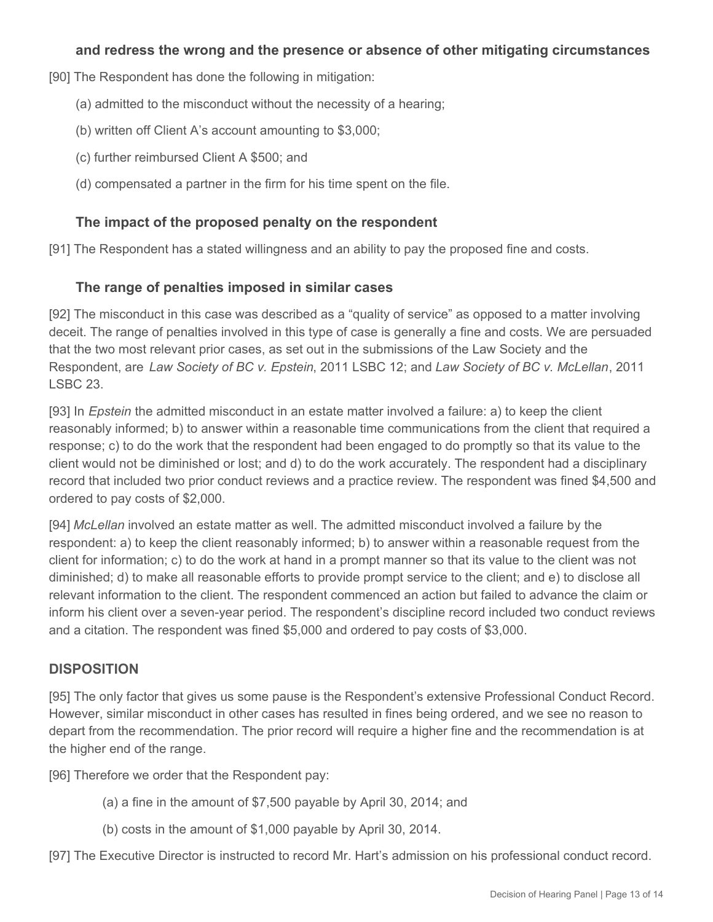### and redress the wrong and the presence or absence of other mitigating circumstances

[90] The Respondent has done the following in mitigation:

(a) admitted to the misconduct without the necessity of a hearing;

(b) written off Client A's account amounting to $3,000;

(c) further reimbursed Client A $500; and

(d) compensated a partner in the firm for his time spent on the file.

### The impact of the proposed penalty on the respondent

[91] The Respondent has a stated willingness and an ability to pay the proposed fine and costs.

### The range of penalties imposed in similar cases

[92] The misconduct in this case was described as a "quality of service" as opposed to a matter involving deceit. The range of penalties involved in this type of case is generally a fine and costs. We are persuaded that the two most relevant prior cases, as set out in the submissions of the Law Society and the Respondent, are *Law Society of BC v. Epstein*, 2011 LSBC 12; and *Law Society of BC v. McLellan*, 2011 LSBC 23.

[93] In *Epstein* the admitted misconduct in an estate matter involved a failure: a) to keep the client reasonably informed; b) to answer within a reasonable time communications from the client that required a response; c) to do the work that the respondent had been engaged to do promptly so that its value to the client would not be diminished or lost; and d) to do the work accurately. The respondent had a disciplinary record that included two prior conduct reviews and a practice review. The respondent was fined $4,500 and ordered to pay costs of $2,000.

[94] *McLellan* involved an estate matter as well. The admitted misconduct involved a failure by the respondent: a) to keep the client reasonably informed; b) to answer within a reasonable request from the client for information; c) to do the work at hand in a prompt manner so that its value to the client was not diminished; d) to make all reasonable efforts to provide prompt service to the client; and e) to disclose all relevant information to the client. The respondent commenced an action but failed to advance the claim or inform his client over a seven-year period. The respondent's discipline record included two conduct reviews and a citation. The respondent was fined $5,000 and ordered to pay costs of $3,000.

## DISPOSITION

[95] The only factor that gives us some pause is the Respondent's extensive Professional Conduct Record. However, similar misconduct in other cases has resulted in fines being ordered, and we see no reason to depart from the recommendation. The prior record will require a higher fine and the recommendation is at the higher end of the range.

[96] Therefore we order that the Respondent pay:

(a) a fine in the amount of $7,500 payable by April 30, 2014; and

(b) costs in the amount of $1,000 payable by April 30, 2014.

[97] The Executive Director is instructed to record Mr. Hart's admission on his professional conduct record.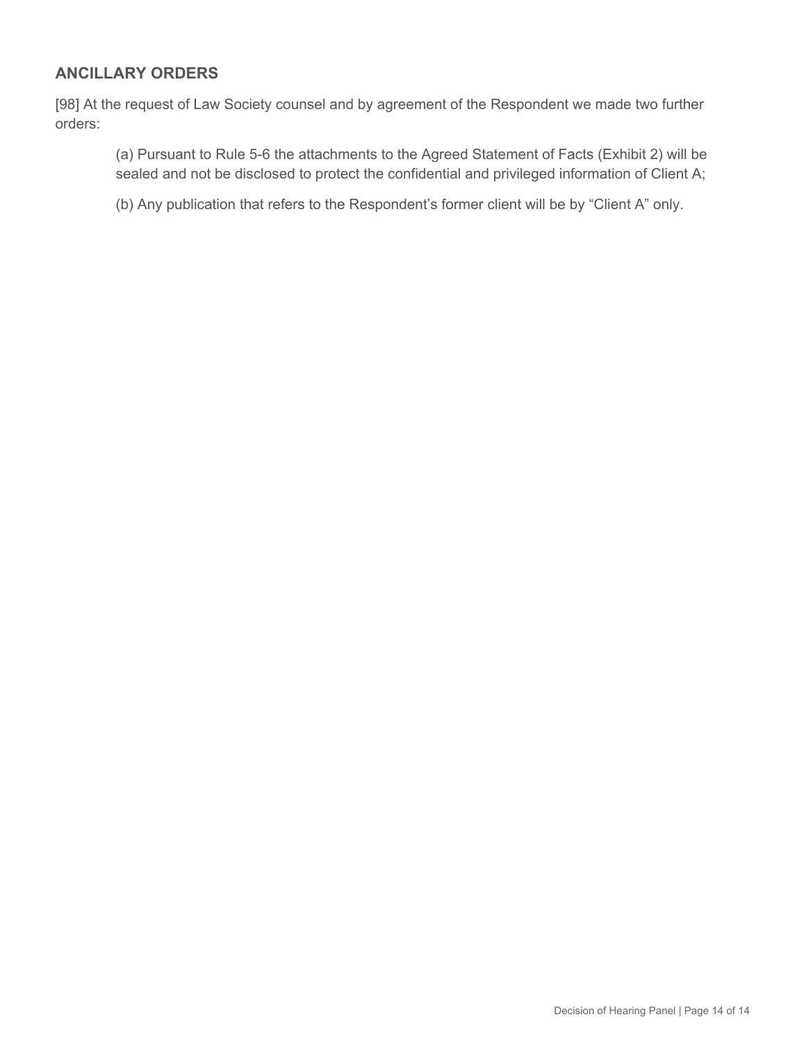## ANCILLARY ORDERS

[98] At the request of Law Society counsel and by agreement of the Respondent we made two further orders:

> (a) Pursuant to Rule 5-6 the attachments to the Agreed Statement of Facts (Exhibit 2) will be sealed and not be disclosed to protect the confidential and privileged information of Client A;
>
> (b) Any publication that refers to the Respondent's former client will be by "Client A" only.